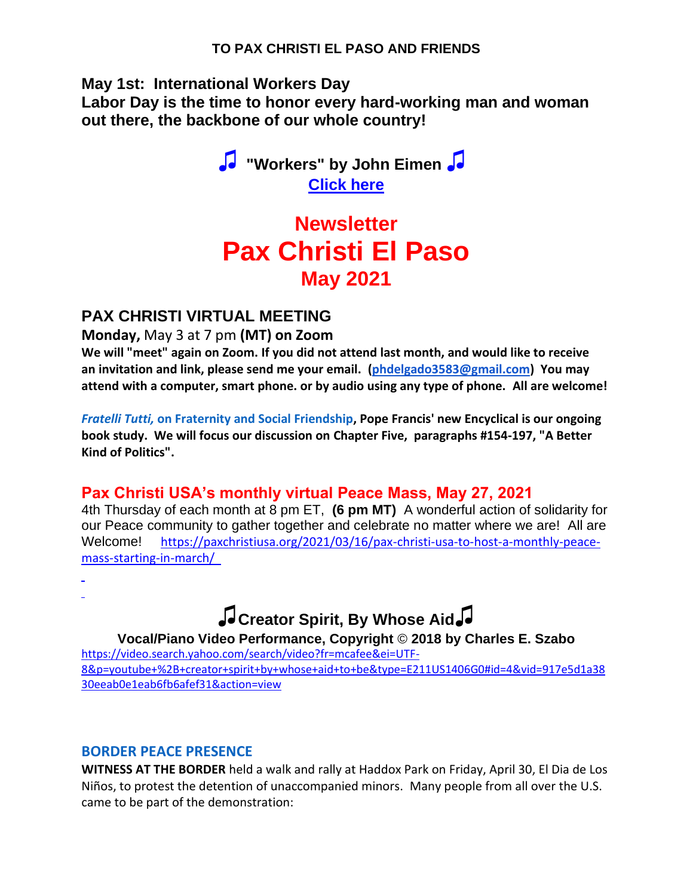**TO PAX CHRISTI EL PASO AND FRIENDS**

**May 1st: International Workers Day**
**Labor Day is the time to honor every hard-working man and woman out there, the backbone of our whole country!**

**♫ "Workers" by John Eimen ♫**
**Click here**

# Newsletter
# Pax Christi El Paso
## May 2021

## PAX CHRISTI VIRTUAL MEETING

**Monday,** May 3 at 7 pm **(MT) on Zoom**

**We will "meet" again on Zoom. If you did not attend last month, and would like to receive an invitation and link, please send me your email. (phdelgado3583@gmail.com) You may attend with a computer, smart phone. or by audio using any type of phone. All are welcome!**

***Fratelli Tutti,* on Fraternity and Social Friendship, Pope Francis' new Encyclical is our ongoing book study. We will focus our discussion on Chapter Five, paragraphs #154-197, "A Better Kind of Politics".**

## Pax Christi USA's monthly virtual Peace Mass, May 27, 2021

4th Thursday of each month at 8 pm ET, **(6 pm MT)** A wonderful action of solidarity for our Peace community to gather together and celebrate no matter where we are! All are Welcome! https://paxchristiusa.org/2021/03/16/pax-christi-usa-to-host-a-monthly-peace-mass-starting-in-march/

## ♫Creator Spirit, By Whose Aid♫

**Vocal/Piano Video Performance, Copyright © 2018 by Charles E. Szabo**

https://video.search.yahoo.com/search/video?fr=mcafee&ei=UTF-8&p=youtube+%2B+creator+spirit+by+whose+aid+to+be&type=E211US1406G0#id=4&vid=917e5d1a3830eeab0e1eab6fb6afef31&action=view

## BORDER PEACE PRESENCE

**WITNESS AT THE BORDER** held a walk and rally at Haddox Park on Friday, April 30, El Dia de Los Niños, to protest the detention of unaccompanied minors. Many people from all over the U.S. came to be part of the demonstration: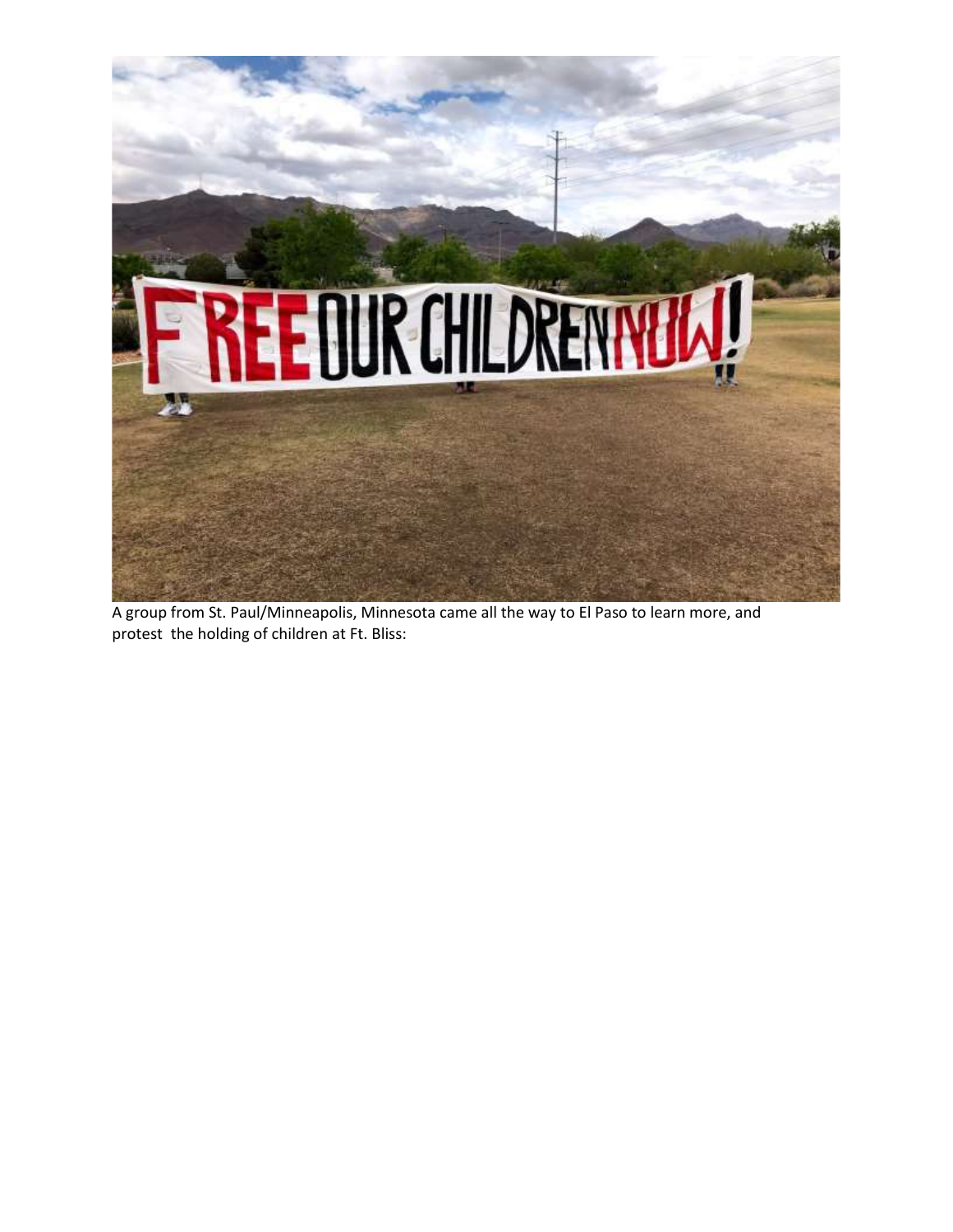A group from St. Paul/Minneapolis, Minnesota came all the way to El Paso to learn more, and protest the holding of children at Ft. Bliss: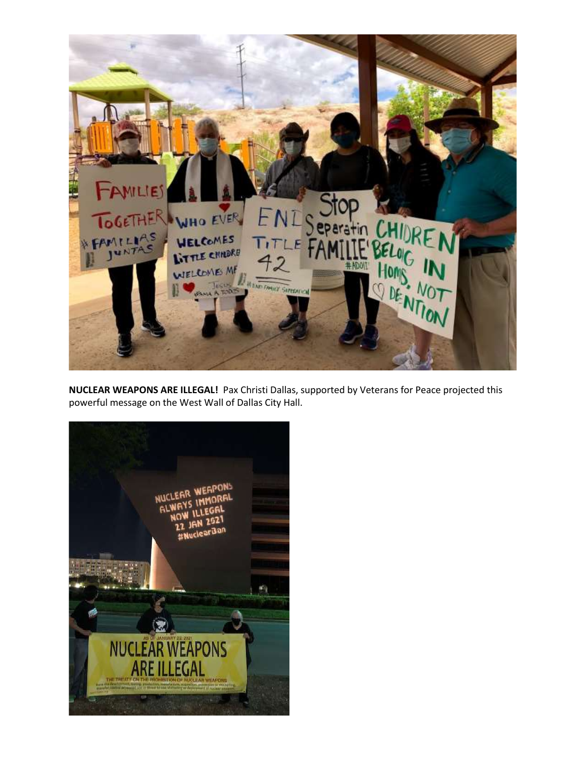**NUCLEAR WEAPONS ARE ILLEGAL!** Pax Christi Dallas, supported by Veterans for Peace projected this powerful message on the West Wall of Dallas City Hall.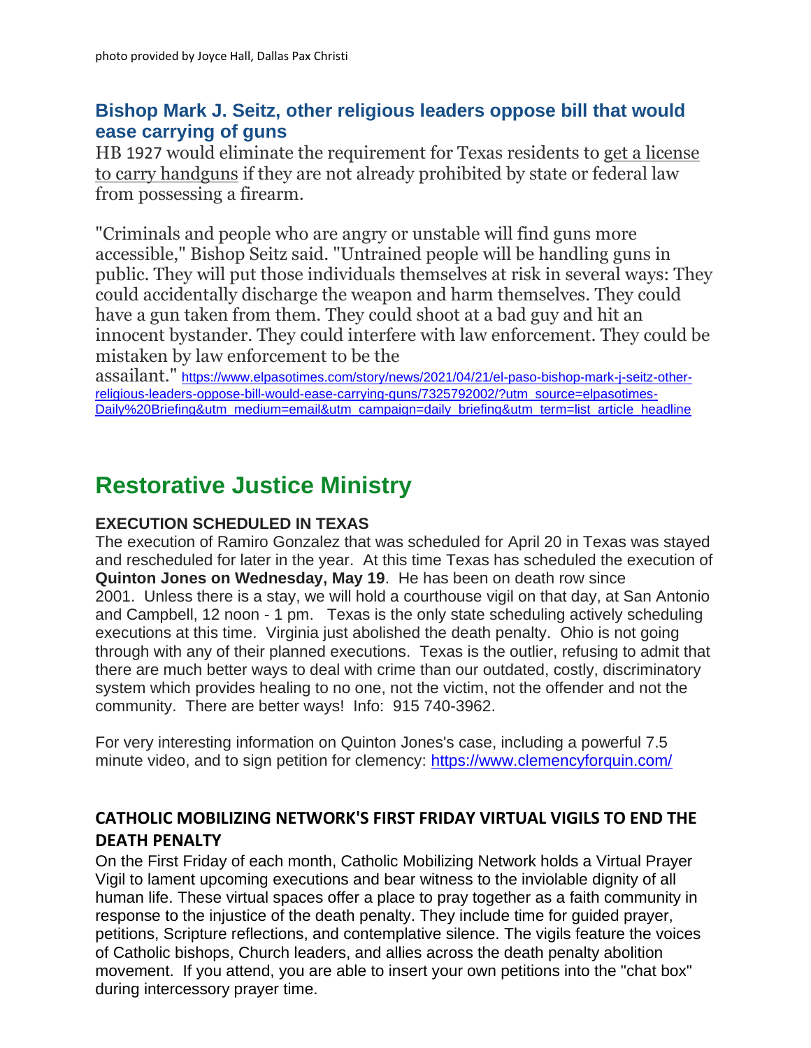photo provided by Joyce Hall, Dallas Pax Christi

### Bishop Mark J. Seitz, other religious leaders oppose bill that would ease carrying of guns

HB 1927 would eliminate the requirement for Texas residents to get a license to carry handguns if they are not already prohibited by state or federal law from possessing a firearm.

"Criminals and people who are angry or unstable will find guns more accessible," Bishop Seitz said. "Untrained people will be handling guns in public. They will put those individuals themselves at risk in several ways: They could accidentally discharge the weapon and harm themselves. They could have a gun taken from them. They could shoot at a bad guy and hit an innocent bystander. They could interfere with law enforcement. They could be mistaken by law enforcement to be the assailant." https://www.elpasotimes.com/story/news/2021/04/21/el-paso-bishop-mark-j-seitz-other-religious-leaders-oppose-bill-would-ease-carrying-guns/7325792002/?utm_source=elpasotimes-Daily%20Briefing&utm_medium=email&utm_campaign=daily_briefing&utm_term=list_article_headline

# Restorative Justice Ministry

**EXECUTION SCHEDULED IN TEXAS**

The execution of Ramiro Gonzalez that was scheduled for April 20 in Texas was stayed and rescheduled for later in the year. At this time Texas has scheduled the execution of **Quinton Jones on Wednesday, May 19**. He has been on death row since 2001. Unless there is a stay, we will hold a courthouse vigil on that day, at San Antonio and Campbell, 12 noon - 1 pm. Texas is the only state scheduling actively scheduling executions at this time. Virginia just abolished the death penalty. Ohio is not going through with any of their planned executions. Texas is the outlier, refusing to admit that there are much better ways to deal with crime than our outdated, costly, discriminatory system which provides healing to no one, not the victim, not the offender and not the community. There are better ways! Info: 915 740-3962.

For very interesting information on Quinton Jones's case, including a powerful 7.5 minute video, and to sign petition for clemency: https://www.clemencyforquin.com/

### CATHOLIC MOBILIZING NETWORK'S FIRST FRIDAY VIRTUAL VIGILS TO END THE DEATH PENALTY

On the First Friday of each month, Catholic Mobilizing Network holds a Virtual Prayer Vigil to lament upcoming executions and bear witness to the inviolable dignity of all human life. These virtual spaces offer a place to pray together as a faith community in response to the injustice of the death penalty. They include time for guided prayer, petitions, Scripture reflections, and contemplative silence. The vigils feature the voices of Catholic bishops, Church leaders, and allies across the death penalty abolition movement. If you attend, you are able to insert your own petitions into the "chat box" during intercessory prayer time.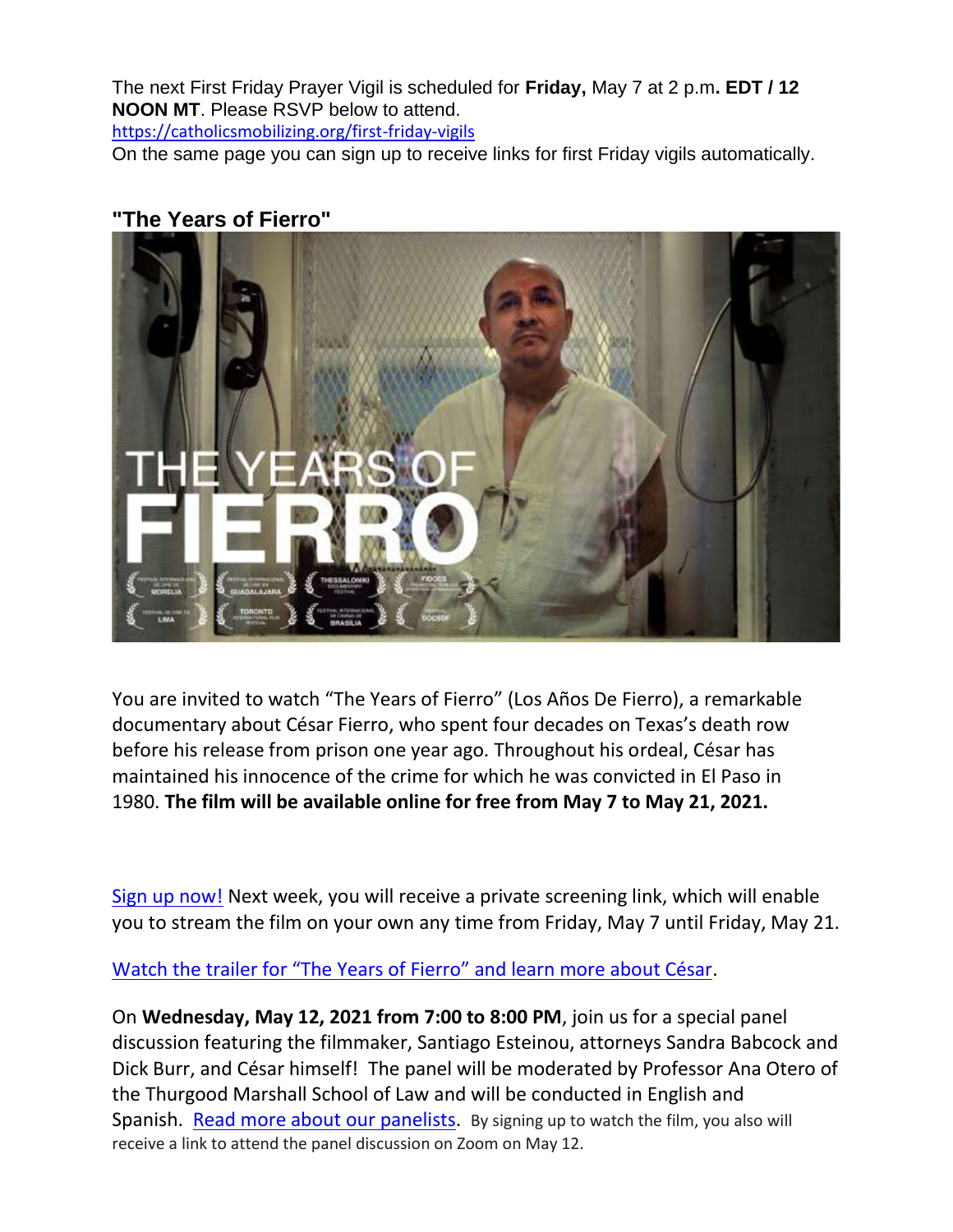The next First Friday Prayer Vigil is scheduled for **Friday,** May 7 at 2 p.m**. EDT / 12 NOON MT**. Please RSVP below to attend.
https://catholicsmobilizing.org/first-friday-vigils
On the same page you can sign up to receive links for first Friday vigils automatically.

### "The Years of Fierro"

You are invited to watch "The Years of Fierro" (Los Años De Fierro), a remarkable documentary about César Fierro, who spent four decades on Texas's death row before his release from prison one year ago. Throughout his ordeal, César has maintained his innocence of the crime for which he was convicted in El Paso in 1980. **The film will be available online for free from May 7 to May 21, 2021.**

Sign up now! Next week, you will receive a private screening link, which will enable you to stream the film on your own any time from Friday, May 7 until Friday, May 21.

Watch the trailer for "The Years of Fierro" and learn more about César.

On **Wednesday, May 12, 2021 from 7:00 to 8:00 PM**, join us for a special panel discussion featuring the filmmaker, Santiago Esteinou, attorneys Sandra Babcock and Dick Burr, and César himself! The panel will be moderated by Professor Ana Otero of the Thurgood Marshall School of Law and will be conducted in English and Spanish. Read more about our panelists. By signing up to watch the film, you also will receive a link to attend the panel discussion on Zoom on May 12.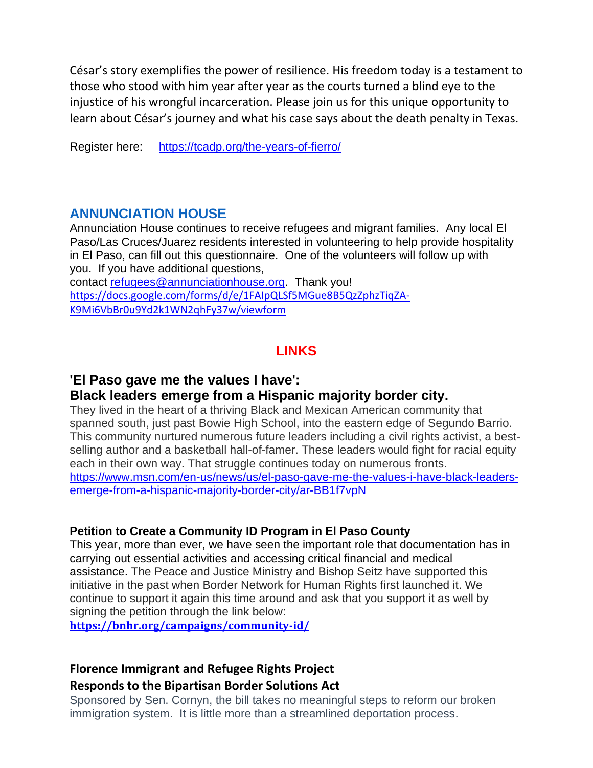César's story exemplifies the power of resilience. His freedom today is a testament to those who stood with him year after year as the courts turned a blind eye to the injustice of his wrongful incarceration. Please join us for this unique opportunity to learn about César's journey and what his case says about the death penalty in Texas.

Register here: https://tcadp.org/the-years-of-fierro/

## ANNUNCIATION HOUSE

Annunciation House continues to receive refugees and migrant families. Any local El Paso/Las Cruces/Juarez residents interested in volunteering to help provide hospitality in El Paso, can fill out this questionnaire. One of the volunteers will follow up with you. If you have additional questions, contact refugees@annunciationhouse.org. Thank you!
https://docs.google.com/forms/d/e/1FAIpQLSf5MGue8B5QzZphzTiqZA-K9Mi6VbBr0u9Yd2k1WN2qhFy37w/viewform

## LINKS

### 'El Paso gave me the values I have': Black leaders emerge from a Hispanic majority border city.

They lived in the heart of a thriving Black and Mexican American community that spanned south, just past Bowie High School, into the eastern edge of Segundo Barrio. This community nurtured numerous future leaders including a civil rights activist, a best-selling author and a basketball hall-of-famer. These leaders would fight for racial equity each in their own way. That struggle continues today on numerous fronts.
https://www.msn.com/en-us/news/us/el-paso-gave-me-the-values-i-have-black-leaders-emerge-from-a-hispanic-majority-border-city/ar-BB1f7vpN

#### Petition to Create a Community ID Program in El Paso County

This year, more than ever, we have seen the important role that documentation has in carrying out essential activities and accessing critical financial and medical assistance. The Peace and Justice Ministry and Bishop Seitz have supported this initiative in the past when Border Network for Human Rights first launched it. We continue to support it again this time around and ask that you support it as well by signing the petition through the link below:
**https://bnhr.org/campaigns/community-id/**

#### Florence Immigrant and Refugee Rights Project Responds to the Bipartisan Border Solutions Act

Sponsored by Sen. Cornyn, the bill takes no meaningful steps to reform our broken immigration system. It is little more than a streamlined deportation process.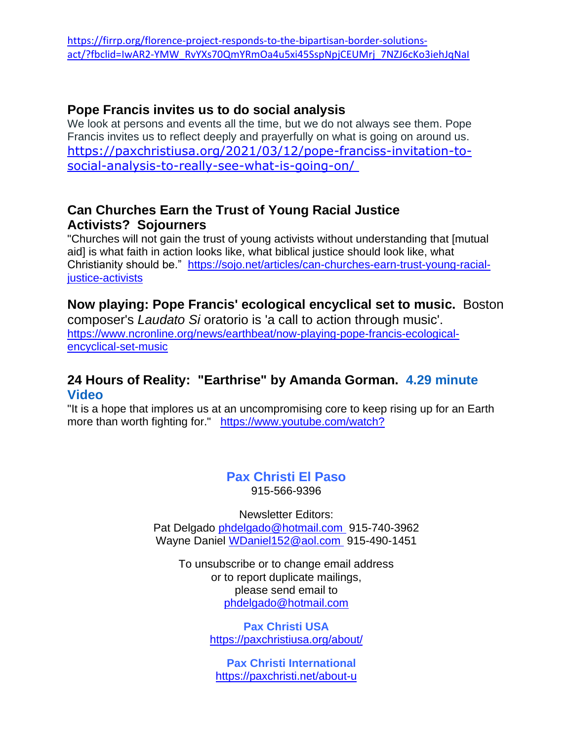https://firrp.org/florence-project-responds-to-the-bipartisan-border-solutions-act/?fbclid=IwAR2-YMW_RvYXs70QmYRmOa4u5xi45SspNpjCEUMrj_7NZJ6cKo3iehJqNaI

### Pope Francis invites us to do social analysis

We look at persons and events all the time, but we do not always see them. Pope Francis invites us to reflect deeply and prayerfully on what is going on around us. https://paxchristiusa.org/2021/03/12/pope-franciss-invitation-to-social-analysis-to-really-see-what-is-going-on/

### Can Churches Earn the Trust of Young Racial Justice Activists? Sojourners

"Churches will not gain the trust of young activists without understanding that [mutual aid] is what faith in action looks like, what biblical justice should look like, what Christianity should be." https://sojo.net/articles/can-churches-earn-trust-young-racial-justice-activists

**Now playing: Pope Francis' ecological encyclical set to music.** Boston composer's *Laudato Si* oratorio is 'a call to action through music'. https://www.ncronline.org/news/earthbeat/now-playing-pope-francis-ecological-encyclical-set-music

### 24 Hours of Reality: "Earthrise" by Amanda Gorman. 4.29 minute Video

"It is a hope that implores us at an uncompromising core to keep rising up for an Earth more than worth fighting for." https://www.youtube.com/watch?

**Pax Christi El Paso**
915-566-9396

Newsletter Editors:
Pat Delgado phdelgado@hotmail.com 915-740-3962
Wayne Daniel WDaniel152@aol.com 915-490-1451

To unsubscribe or to change email address
or to report duplicate mailings,
please send email to
phdelgado@hotmail.com

**Pax Christi USA**
https://paxchristiusa.org/about/

**Pax Christi International**
https://paxchristi.net/about-u